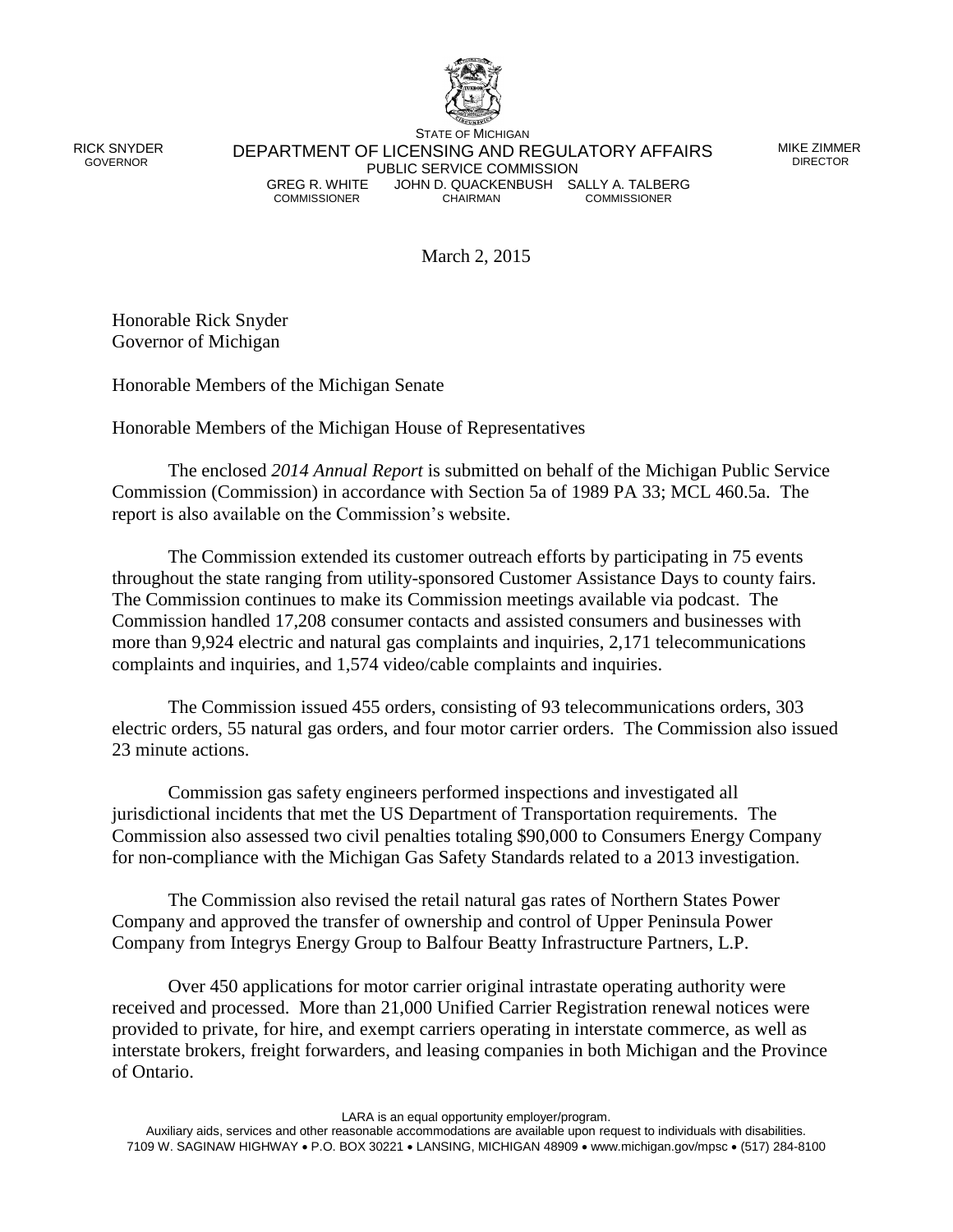STATE OF MICHIGAN

RICK SNYDER
GOVERNOR

DEPARTMENT OF LICENSING AND REGULATORY AFFAIRS
PUBLIC SERVICE COMMISSION

MIKE ZIMMER
DIRECTOR

GREG R. WHITE, COMMISSIONER | JOHN D. QUACKENBUSH, CHAIRMAN | SALLY A. TALBERG, COMMISSIONER

March 2, 2015

Honorable Rick Snyder
Governor of Michigan

Honorable Members of the Michigan Senate

Honorable Members of the Michigan House of Representatives

The enclosed *2014 Annual Report* is submitted on behalf of the Michigan Public Service Commission (Commission) in accordance with Section 5a of 1989 PA 33; MCL 460.5a. The report is also available on the Commission's website.

The Commission extended its customer outreach efforts by participating in 75 events throughout the state ranging from utility-sponsored Customer Assistance Days to county fairs. The Commission continues to make its Commission meetings available via podcast. The Commission handled 17,208 consumer contacts and assisted consumers and businesses with more than 9,924 electric and natural gas complaints and inquiries, 2,171 telecommunications complaints and inquiries, and 1,574 video/cable complaints and inquiries.

The Commission issued 455 orders, consisting of 93 telecommunications orders, 303 electric orders, 55 natural gas orders, and four motor carrier orders. The Commission also issued 23 minute actions.

Commission gas safety engineers performed inspections and investigated all jurisdictional incidents that met the US Department of Transportation requirements. The Commission also assessed two civil penalties totaling $90,000 to Consumers Energy Company for non-compliance with the Michigan Gas Safety Standards related to a 2013 investigation.

The Commission also revised the retail natural gas rates of Northern States Power Company and approved the transfer of ownership and control of Upper Peninsula Power Company from Integrys Energy Group to Balfour Beatty Infrastructure Partners, L.P.

Over 450 applications for motor carrier original intrastate operating authority were received and processed. More than 21,000 Unified Carrier Registration renewal notices were provided to private, for hire, and exempt carriers operating in interstate commerce, as well as interstate brokers, freight forwarders, and leasing companies in both Michigan and the Province of Ontario.

LARA is an equal opportunity employer/program.
Auxiliary aids, services and other reasonable accommodations are available upon request to individuals with disabilities.
7109 W. SAGINAW HIGHWAY • P.O. BOX 30221 • LANSING, MICHIGAN 48909 • www.michigan.gov/mpsc • (517) 284-8100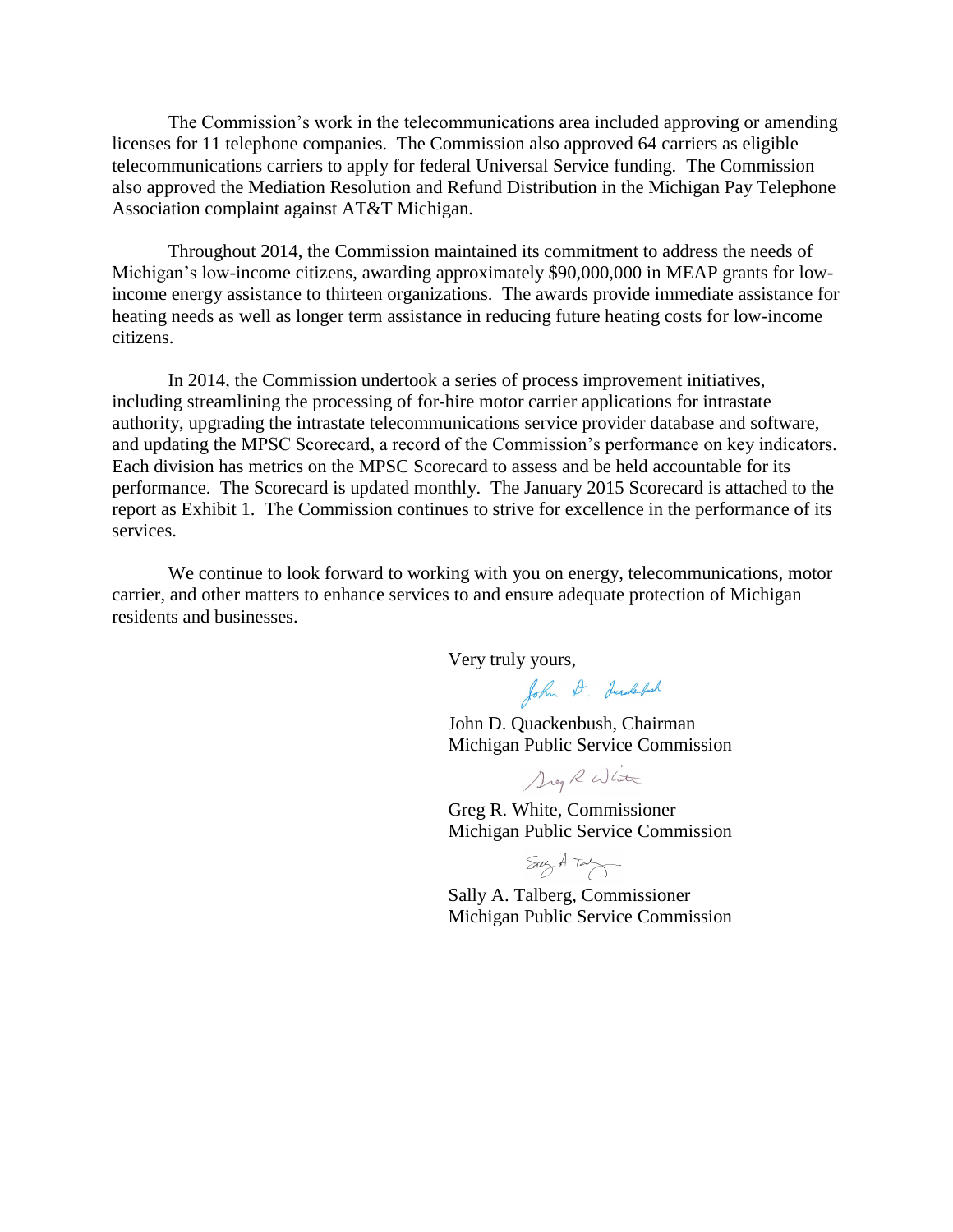The Commission's work in the telecommunications area included approving or amending licenses for 11 telephone companies. The Commission also approved 64 carriers as eligible telecommunications carriers to apply for federal Universal Service funding. The Commission also approved the Mediation Resolution and Refund Distribution in the Michigan Pay Telephone Association complaint against AT&T Michigan.

Throughout 2014, the Commission maintained its commitment to address the needs of Michigan's low-income citizens, awarding approximately $90,000,000 in MEAP grants for low-income energy assistance to thirteen organizations. The awards provide immediate assistance for heating needs as well as longer term assistance in reducing future heating costs for low-income citizens.

In 2014, the Commission undertook a series of process improvement initiatives, including streamlining the processing of for-hire motor carrier applications for intrastate authority, upgrading the intrastate telecommunications service provider database and software, and updating the MPSC Scorecard, a record of the Commission's performance on key indicators. Each division has metrics on the MPSC Scorecard to assess and be held accountable for its performance. The Scorecard is updated monthly. The January 2015 Scorecard is attached to the report as Exhibit 1. The Commission continues to strive for excellence in the performance of its services.

We continue to look forward to working with you on energy, telecommunications, motor carrier, and other matters to enhance services to and ensure adequate protection of Michigan residents and businesses.

Very truly yours,

John D. Quackenbush, Chairman
Michigan Public Service Commission

Greg R. White, Commissioner
Michigan Public Service Commission

Sally A. Talberg, Commissioner
Michigan Public Service Commission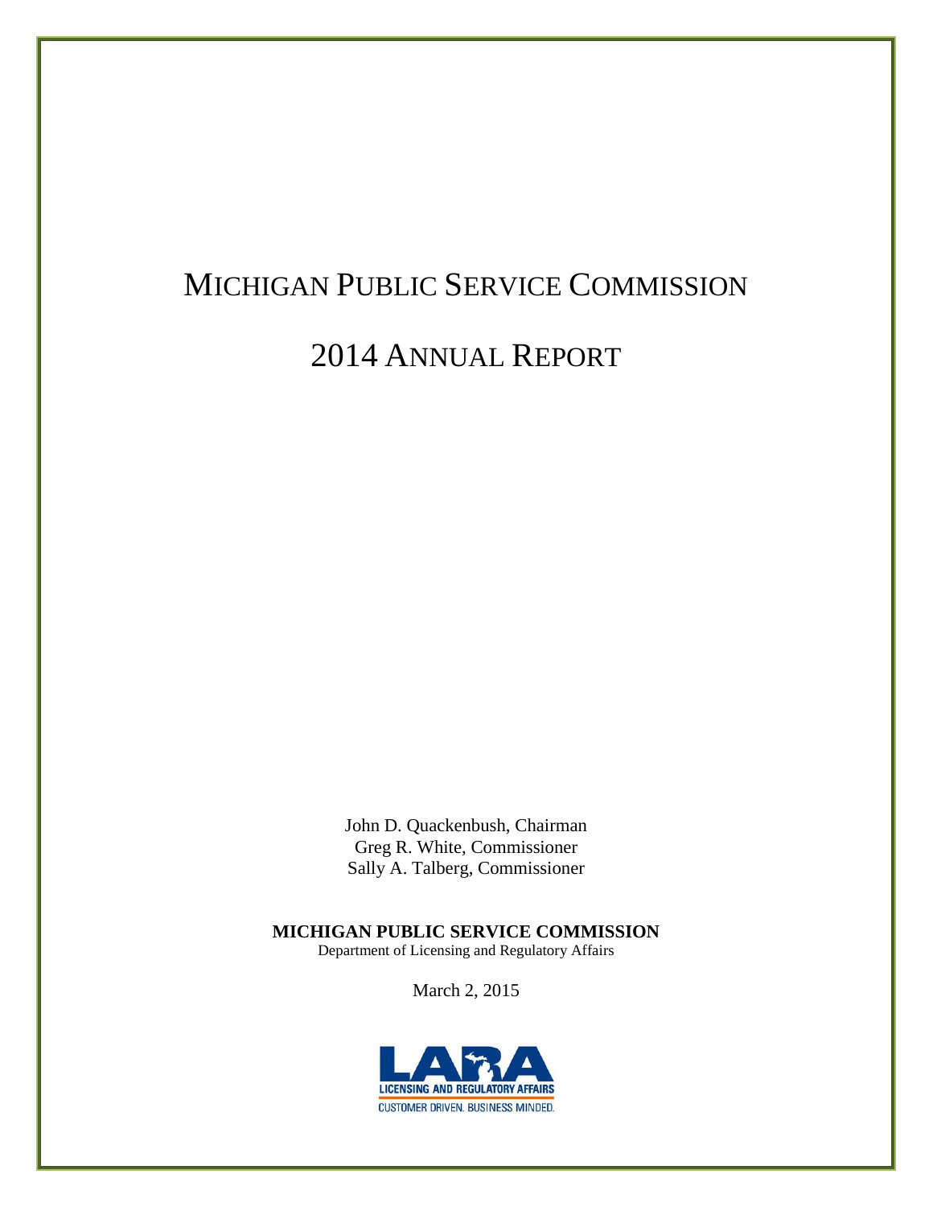# MICHIGAN PUBLIC SERVICE COMMISSION

# 2014 ANNUAL REPORT

John D. Quackenbush, Chairman
Greg R. White, Commissioner
Sally A. Talberg, Commissioner

**MICHIGAN PUBLIC SERVICE COMMISSION**
Department of Licensing and Regulatory Affairs

March 2, 2015

LARA
LICENSING AND REGULATORY AFFAIRS
CUSTOMER DRIVEN. BUSINESS MINDED.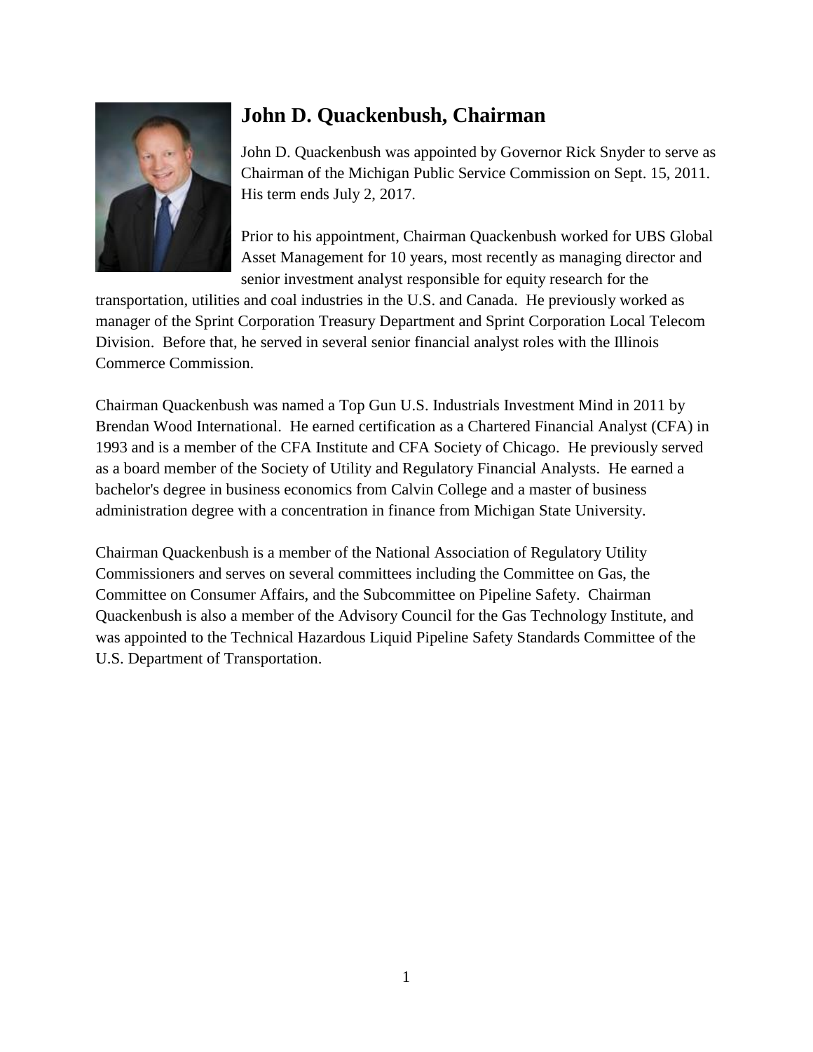## John D. Quackenbush, Chairman

John D. Quackenbush was appointed by Governor Rick Snyder to serve as Chairman of the Michigan Public Service Commission on Sept. 15, 2011. His term ends July 2, 2017.

Prior to his appointment, Chairman Quackenbush worked for UBS Global Asset Management for 10 years, most recently as managing director and senior investment analyst responsible for equity research for the transportation, utilities and coal industries in the U.S. and Canada. He previously worked as manager of the Sprint Corporation Treasury Department and Sprint Corporation Local Telecom Division. Before that, he served in several senior financial analyst roles with the Illinois Commerce Commission.

Chairman Quackenbush was named a Top Gun U.S. Industrials Investment Mind in 2011 by Brendan Wood International. He earned certification as a Chartered Financial Analyst (CFA) in 1993 and is a member of the CFA Institute and CFA Society of Chicago. He previously served as a board member of the Society of Utility and Regulatory Financial Analysts. He earned a bachelor's degree in business economics from Calvin College and a master of business administration degree with a concentration in finance from Michigan State University.

Chairman Quackenbush is a member of the National Association of Regulatory Utility Commissioners and serves on several committees including the Committee on Gas, the Committee on Consumer Affairs, and the Subcommittee on Pipeline Safety. Chairman Quackenbush is also a member of the Advisory Council for the Gas Technology Institute, and was appointed to the Technical Hazardous Liquid Pipeline Safety Standards Committee of the U.S. Department of Transportation.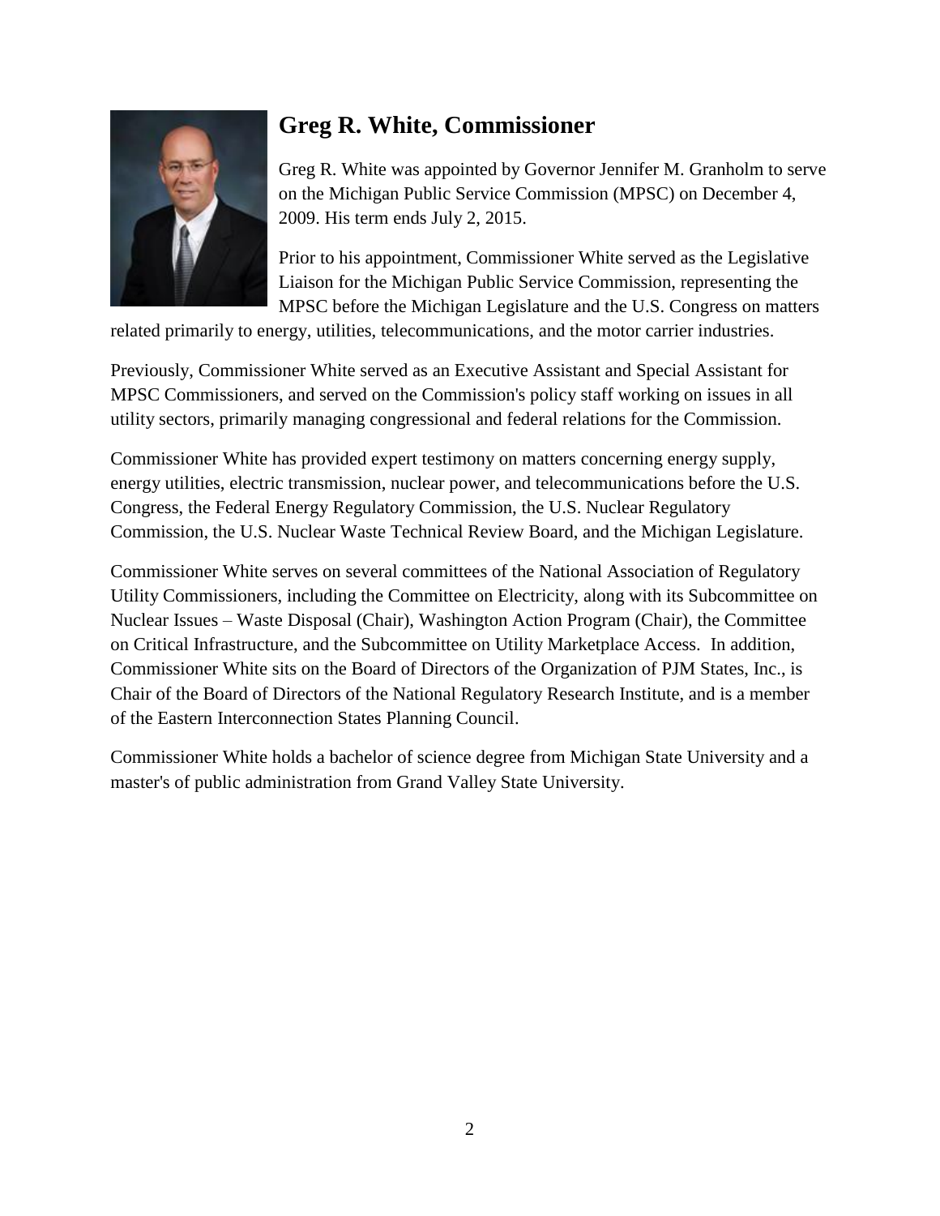## Greg R. White, Commissioner

Greg R. White was appointed by Governor Jennifer M. Granholm to serve on the Michigan Public Service Commission (MPSC) on December 4, 2009. His term ends July 2, 2015.

Prior to his appointment, Commissioner White served as the Legislative Liaison for the Michigan Public Service Commission, representing the MPSC before the Michigan Legislature and the U.S. Congress on matters related primarily to energy, utilities, telecommunications, and the motor carrier industries.

Previously, Commissioner White served as an Executive Assistant and Special Assistant for MPSC Commissioners, and served on the Commission's policy staff working on issues in all utility sectors, primarily managing congressional and federal relations for the Commission.

Commissioner White has provided expert testimony on matters concerning energy supply, energy utilities, electric transmission, nuclear power, and telecommunications before the U.S. Congress, the Federal Energy Regulatory Commission, the U.S. Nuclear Regulatory Commission, the U.S. Nuclear Waste Technical Review Board, and the Michigan Legislature.

Commissioner White serves on several committees of the National Association of Regulatory Utility Commissioners, including the Committee on Electricity, along with its Subcommittee on Nuclear Issues – Waste Disposal (Chair), Washington Action Program (Chair), the Committee on Critical Infrastructure, and the Subcommittee on Utility Marketplace Access. In addition, Commissioner White sits on the Board of Directors of the Organization of PJM States, Inc., is Chair of the Board of Directors of the National Regulatory Research Institute, and is a member of the Eastern Interconnection States Planning Council.

Commissioner White holds a bachelor of science degree from Michigan State University and a master's of public administration from Grand Valley State University.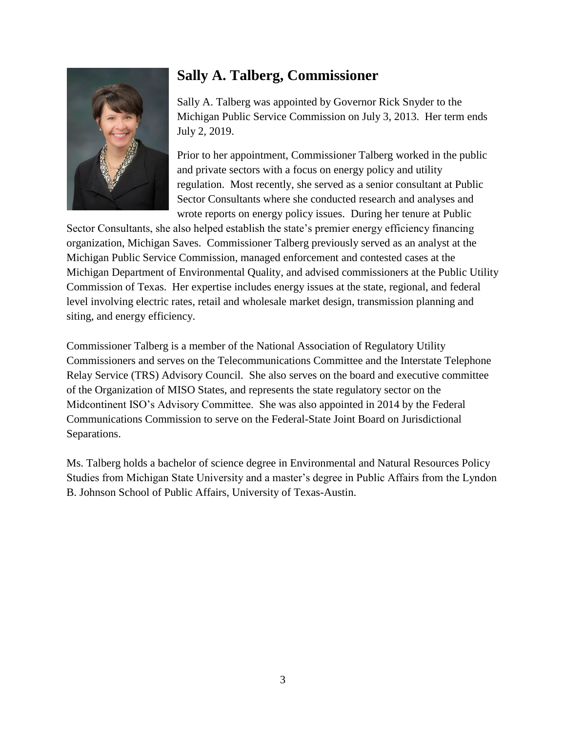## Sally A. Talberg, Commissioner

Sally A. Talberg was appointed by Governor Rick Snyder to the Michigan Public Service Commission on July 3, 2013. Her term ends July 2, 2019.

Prior to her appointment, Commissioner Talberg worked in the public and private sectors with a focus on energy policy and utility regulation. Most recently, she served as a senior consultant at Public Sector Consultants where she conducted research and analyses and wrote reports on energy policy issues. During her tenure at Public Sector Consultants, she also helped establish the state's premier energy efficiency financing organization, Michigan Saves. Commissioner Talberg previously served as an analyst at the Michigan Public Service Commission, managed enforcement and contested cases at the Michigan Department of Environmental Quality, and advised commissioners at the Public Utility Commission of Texas. Her expertise includes energy issues at the state, regional, and federal level involving electric rates, retail and wholesale market design, transmission planning and siting, and energy efficiency.

Commissioner Talberg is a member of the National Association of Regulatory Utility Commissioners and serves on the Telecommunications Committee and the Interstate Telephone Relay Service (TRS) Advisory Council. She also serves on the board and executive committee of the Organization of MISO States, and represents the state regulatory sector on the Midcontinent ISO's Advisory Committee. She was also appointed in 2014 by the Federal Communications Commission to serve on the Federal-State Joint Board on Jurisdictional Separations.

Ms. Talberg holds a bachelor of science degree in Environmental and Natural Resources Policy Studies from Michigan State University and a master's degree in Public Affairs from the Lyndon B. Johnson School of Public Affairs, University of Texas-Austin.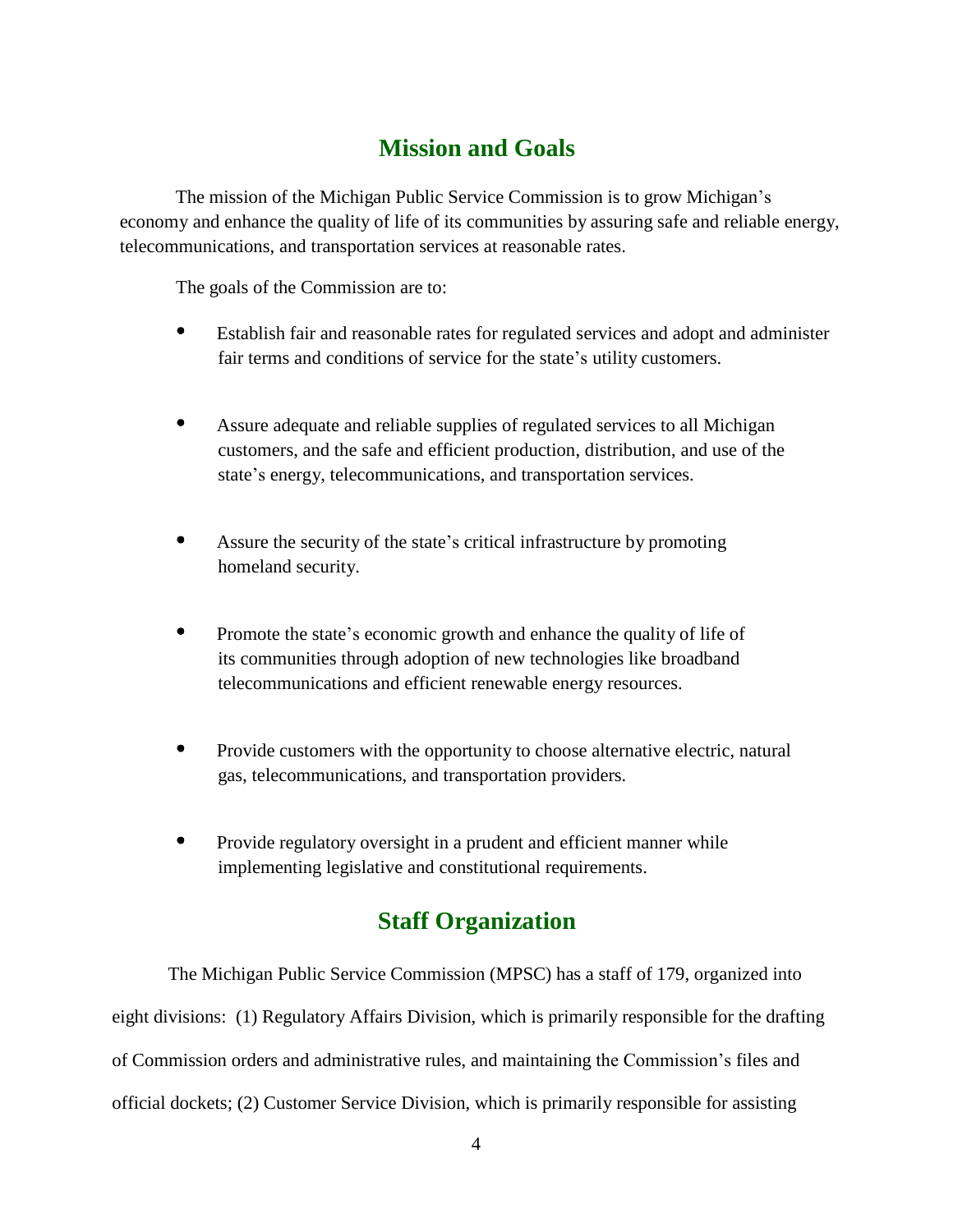## Mission and Goals

The mission of the Michigan Public Service Commission is to grow Michigan's economy and enhance the quality of life of its communities by assuring safe and reliable energy, telecommunications, and transportation services at reasonable rates.

The goals of the Commission are to:

- Establish fair and reasonable rates for regulated services and adopt and administer fair terms and conditions of service for the state's utility customers.

- Assure adequate and reliable supplies of regulated services to all Michigan customers, and the safe and efficient production, distribution, and use of the state's energy, telecommunications, and transportation services.

- Assure the security of the state's critical infrastructure by promoting homeland security.

- Promote the state's economic growth and enhance the quality of life of its communities through adoption of new technologies like broadband telecommunications and efficient renewable energy resources.

- Provide customers with the opportunity to choose alternative electric, natural gas, telecommunications, and transportation providers.

- Provide regulatory oversight in a prudent and efficient manner while implementing legislative and constitutional requirements.

## Staff Organization

The Michigan Public Service Commission (MPSC) has a staff of 179, organized into eight divisions: (1) Regulatory Affairs Division, which is primarily responsible for the drafting of Commission orders and administrative rules, and maintaining the Commission's files and official dockets; (2) Customer Service Division, which is primarily responsible for assisting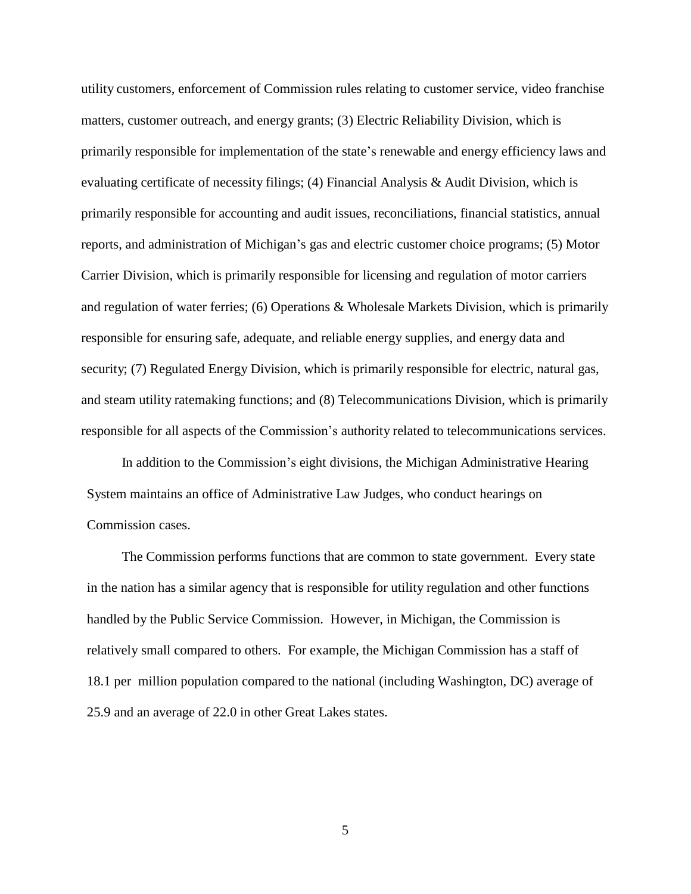utility customers, enforcement of Commission rules relating to customer service, video franchise matters, customer outreach, and energy grants; (3) Electric Reliability Division, which is primarily responsible for implementation of the state's renewable and energy efficiency laws and evaluating certificate of necessity filings; (4) Financial Analysis & Audit Division, which is primarily responsible for accounting and audit issues, reconciliations, financial statistics, annual reports, and administration of Michigan's gas and electric customer choice programs; (5) Motor Carrier Division, which is primarily responsible for licensing and regulation of motor carriers and regulation of water ferries; (6) Operations & Wholesale Markets Division, which is primarily responsible for ensuring safe, adequate, and reliable energy supplies, and energy data and security; (7) Regulated Energy Division, which is primarily responsible for electric, natural gas, and steam utility ratemaking functions; and (8) Telecommunications Division, which is primarily responsible for all aspects of the Commission's authority related to telecommunications services.

In addition to the Commission's eight divisions, the Michigan Administrative Hearing System maintains an office of Administrative Law Judges, who conduct hearings on Commission cases.

The Commission performs functions that are common to state government. Every state in the nation has a similar agency that is responsible for utility regulation and other functions handled by the Public Service Commission. However, in Michigan, the Commission is relatively small compared to others. For example, the Michigan Commission has a staff of 18.1 per million population compared to the national (including Washington, DC) average of 25.9 and an average of 22.0 in other Great Lakes states.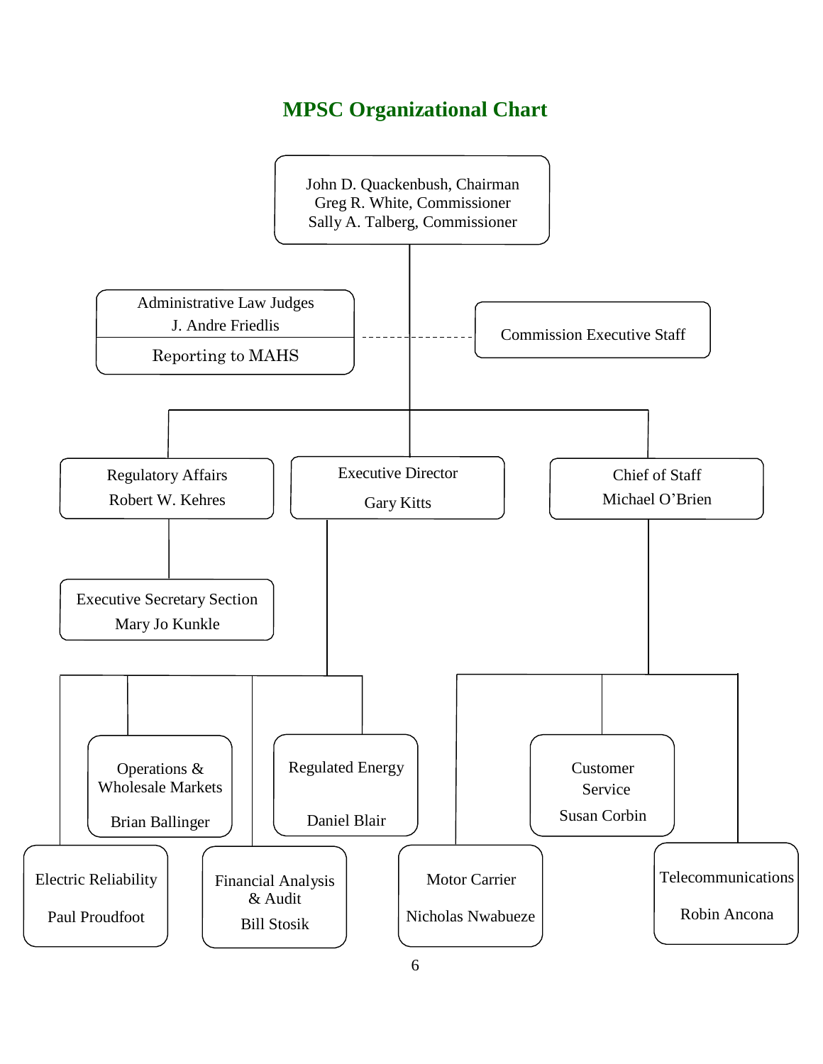# MPSC Organizational Chart

- **John D. Quackenbush, Chairman**
- **Greg R. White, Commissioner**
- **Sally A. Talberg, Commissioner**
  - Administrative Law Judges
    - J. Andre Friedlis
    - Reporting to MAHS
  - Commission Executive Staff
  - Regulatory Affairs – Robert W. Kehres
    - Executive Secretary Section – Mary Jo Kunkle
  - Executive Director – Gary Kitts
    - Electric Reliability – Paul Proudfoot
    - Operations & Wholesale Markets – Brian Ballinger
    - Financial Analysis & Audit – Bill Stosik
    - Regulated Energy – Daniel Blair
  - Chief of Staff – Michael O'Brien
    - Motor Carrier – Nicholas Nwabueze
    - Customer Service – Susan Corbin
    - Telecommunications – Robin Ancona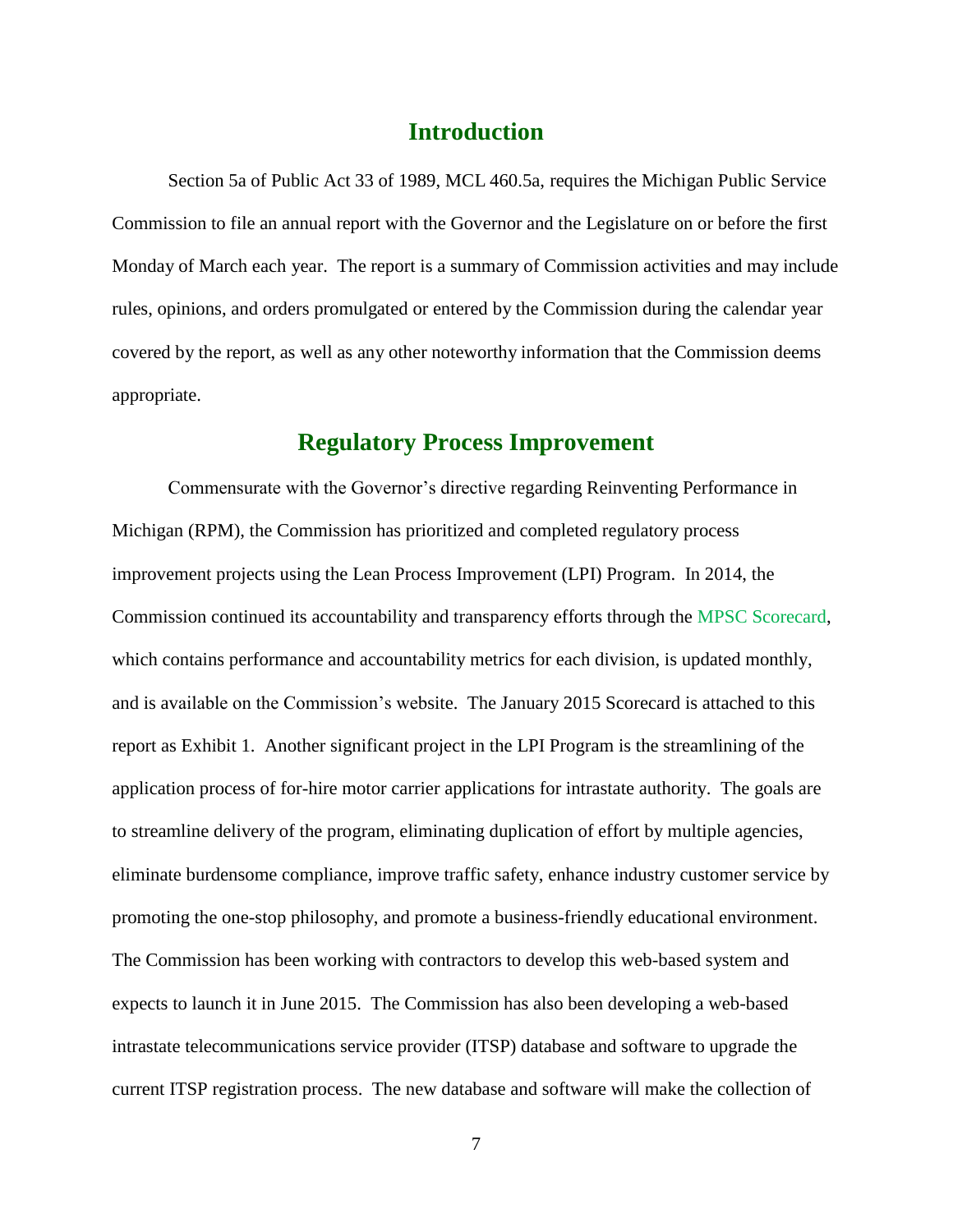## Introduction

Section 5a of Public Act 33 of 1989, MCL 460.5a, requires the Michigan Public Service Commission to file an annual report with the Governor and the Legislature on or before the first Monday of March each year. The report is a summary of Commission activities and may include rules, opinions, and orders promulgated or entered by the Commission during the calendar year covered by the report, as well as any other noteworthy information that the Commission deems appropriate.

## Regulatory Process Improvement

Commensurate with the Governor's directive regarding Reinventing Performance in Michigan (RPM), the Commission has prioritized and completed regulatory process improvement projects using the Lean Process Improvement (LPI) Program. In 2014, the Commission continued its accountability and transparency efforts through the MPSC Scorecard, which contains performance and accountability metrics for each division, is updated monthly, and is available on the Commission's website. The January 2015 Scorecard is attached to this report as Exhibit 1. Another significant project in the LPI Program is the streamlining of the application process of for-hire motor carrier applications for intrastate authority. The goals are to streamline delivery of the program, eliminating duplication of effort by multiple agencies, eliminate burdensome compliance, improve traffic safety, enhance industry customer service by promoting the one-stop philosophy, and promote a business-friendly educational environment. The Commission has been working with contractors to develop this web-based system and expects to launch it in June 2015. The Commission has also been developing a web-based intrastate telecommunications service provider (ITSP) database and software to upgrade the current ITSP registration process. The new database and software will make the collection of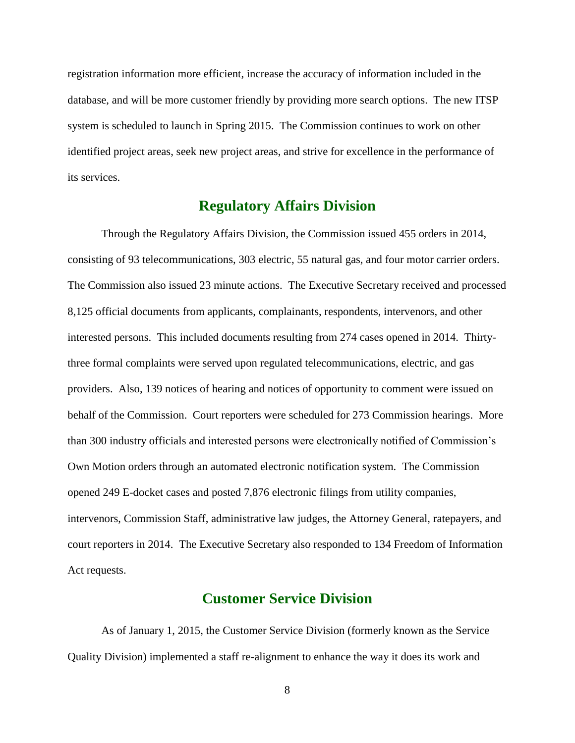registration information more efficient, increase the accuracy of information included in the database, and will be more customer friendly by providing more search options. The new ITSP system is scheduled to launch in Spring 2015. The Commission continues to work on other identified project areas, seek new project areas, and strive for excellence in the performance of its services.

## Regulatory Affairs Division

Through the Regulatory Affairs Division, the Commission issued 455 orders in 2014, consisting of 93 telecommunications, 303 electric, 55 natural gas, and four motor carrier orders. The Commission also issued 23 minute actions. The Executive Secretary received and processed 8,125 official documents from applicants, complainants, respondents, intervenors, and other interested persons. This included documents resulting from 274 cases opened in 2014. Thirty-three formal complaints were served upon regulated telecommunications, electric, and gas providers. Also, 139 notices of hearing and notices of opportunity to comment were issued on behalf of the Commission. Court reporters were scheduled for 273 Commission hearings. More than 300 industry officials and interested persons were electronically notified of Commission's Own Motion orders through an automated electronic notification system. The Commission opened 249 E-docket cases and posted 7,876 electronic filings from utility companies, intervenors, Commission Staff, administrative law judges, the Attorney General, ratepayers, and court reporters in 2014. The Executive Secretary also responded to 134 Freedom of Information Act requests.

## Customer Service Division

As of January 1, 2015, the Customer Service Division (formerly known as the Service Quality Division) implemented a staff re-alignment to enhance the way it does its work and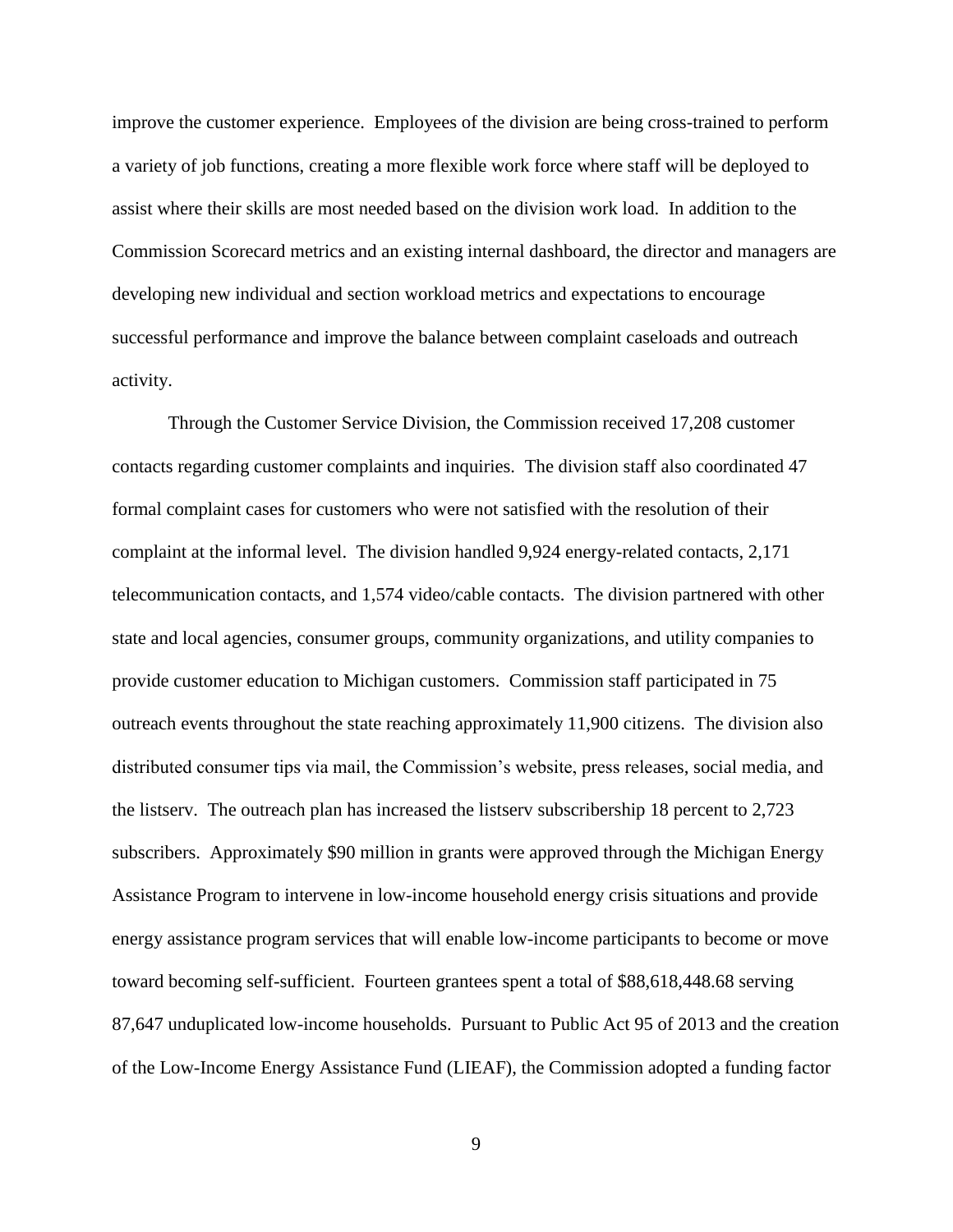improve the customer experience. Employees of the division are being cross-trained to perform a variety of job functions, creating a more flexible work force where staff will be deployed to assist where their skills are most needed based on the division work load. In addition to the Commission Scorecard metrics and an existing internal dashboard, the director and managers are developing new individual and section workload metrics and expectations to encourage successful performance and improve the balance between complaint caseloads and outreach activity.

Through the Customer Service Division, the Commission received 17,208 customer contacts regarding customer complaints and inquiries. The division staff also coordinated 47 formal complaint cases for customers who were not satisfied with the resolution of their complaint at the informal level. The division handled 9,924 energy-related contacts, 2,171 telecommunication contacts, and 1,574 video/cable contacts. The division partnered with other state and local agencies, consumer groups, community organizations, and utility companies to provide customer education to Michigan customers. Commission staff participated in 75 outreach events throughout the state reaching approximately 11,900 citizens. The division also distributed consumer tips via mail, the Commission's website, press releases, social media, and the listserv. The outreach plan has increased the listserv subscribership 18 percent to 2,723 subscribers. Approximately $90 million in grants were approved through the Michigan Energy Assistance Program to intervene in low-income household energy crisis situations and provide energy assistance program services that will enable low-income participants to become or move toward becoming self-sufficient. Fourteen grantees spent a total of $88,618,448.68 serving 87,647 unduplicated low-income households. Pursuant to Public Act 95 of 2013 and the creation of the Low-Income Energy Assistance Fund (LIEAF), the Commission adopted a funding factor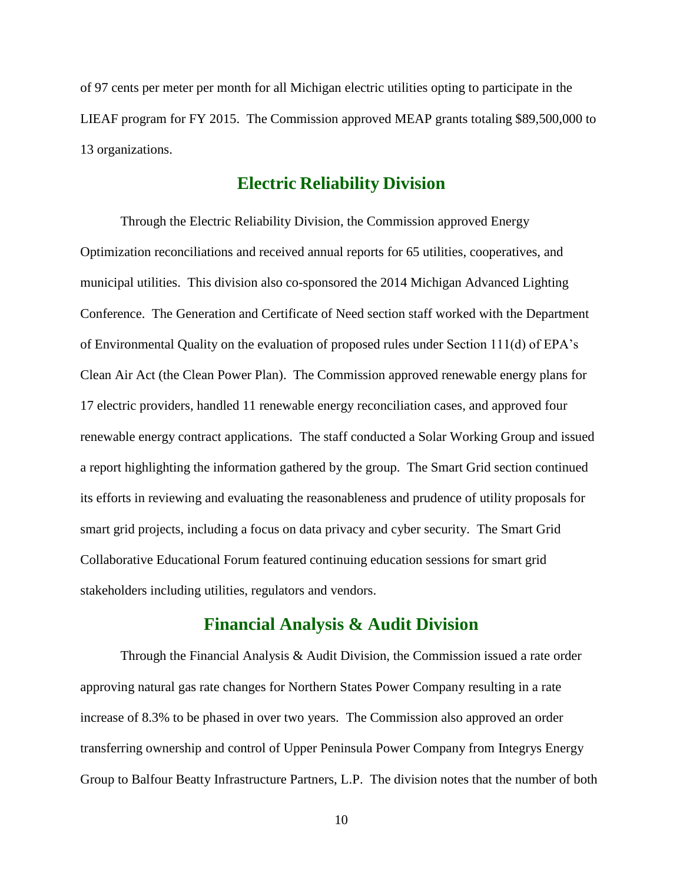of 97 cents per meter per month for all Michigan electric utilities opting to participate in the LIEAF program for FY 2015. The Commission approved MEAP grants totaling $89,500,000 to 13 organizations.

## Electric Reliability Division

Through the Electric Reliability Division, the Commission approved Energy Optimization reconciliations and received annual reports for 65 utilities, cooperatives, and municipal utilities. This division also co-sponsored the 2014 Michigan Advanced Lighting Conference. The Generation and Certificate of Need section staff worked with the Department of Environmental Quality on the evaluation of proposed rules under Section 111(d) of EPA's Clean Air Act (the Clean Power Plan). The Commission approved renewable energy plans for 17 electric providers, handled 11 renewable energy reconciliation cases, and approved four renewable energy contract applications. The staff conducted a Solar Working Group and issued a report highlighting the information gathered by the group. The Smart Grid section continued its efforts in reviewing and evaluating the reasonableness and prudence of utility proposals for smart grid projects, including a focus on data privacy and cyber security. The Smart Grid Collaborative Educational Forum featured continuing education sessions for smart grid stakeholders including utilities, regulators and vendors.

## Financial Analysis & Audit Division

Through the Financial Analysis & Audit Division, the Commission issued a rate order approving natural gas rate changes for Northern States Power Company resulting in a rate increase of 8.3% to be phased in over two years. The Commission also approved an order transferring ownership and control of Upper Peninsula Power Company from Integrys Energy Group to Balfour Beatty Infrastructure Partners, L.P. The division notes that the number of both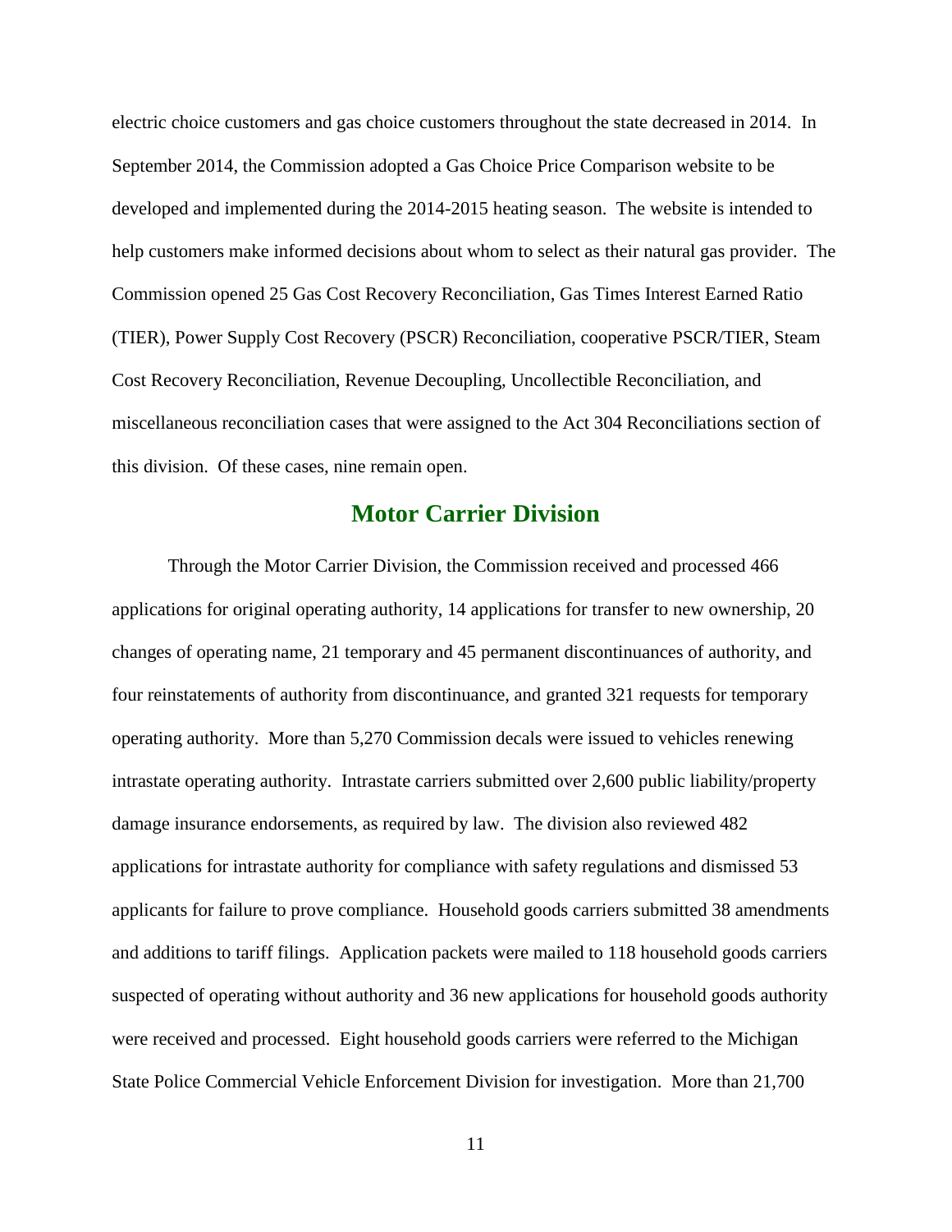electric choice customers and gas choice customers throughout the state decreased in 2014. In September 2014, the Commission adopted a Gas Choice Price Comparison website to be developed and implemented during the 2014-2015 heating season. The website is intended to help customers make informed decisions about whom to select as their natural gas provider. The Commission opened 25 Gas Cost Recovery Reconciliation, Gas Times Interest Earned Ratio (TIER), Power Supply Cost Recovery (PSCR) Reconciliation, cooperative PSCR/TIER, Steam Cost Recovery Reconciliation, Revenue Decoupling, Uncollectible Reconciliation, and miscellaneous reconciliation cases that were assigned to the Act 304 Reconciliations section of this division. Of these cases, nine remain open.

## Motor Carrier Division

Through the Motor Carrier Division, the Commission received and processed 466 applications for original operating authority, 14 applications for transfer to new ownership, 20 changes of operating name, 21 temporary and 45 permanent discontinuances of authority, and four reinstatements of authority from discontinuance, and granted 321 requests for temporary operating authority. More than 5,270 Commission decals were issued to vehicles renewing intrastate operating authority. Intrastate carriers submitted over 2,600 public liability/property damage insurance endorsements, as required by law. The division also reviewed 482 applications for intrastate authority for compliance with safety regulations and dismissed 53 applicants for failure to prove compliance. Household goods carriers submitted 38 amendments and additions to tariff filings. Application packets were mailed to 118 household goods carriers suspected of operating without authority and 36 new applications for household goods authority were received and processed. Eight household goods carriers were referred to the Michigan State Police Commercial Vehicle Enforcement Division for investigation. More than 21,700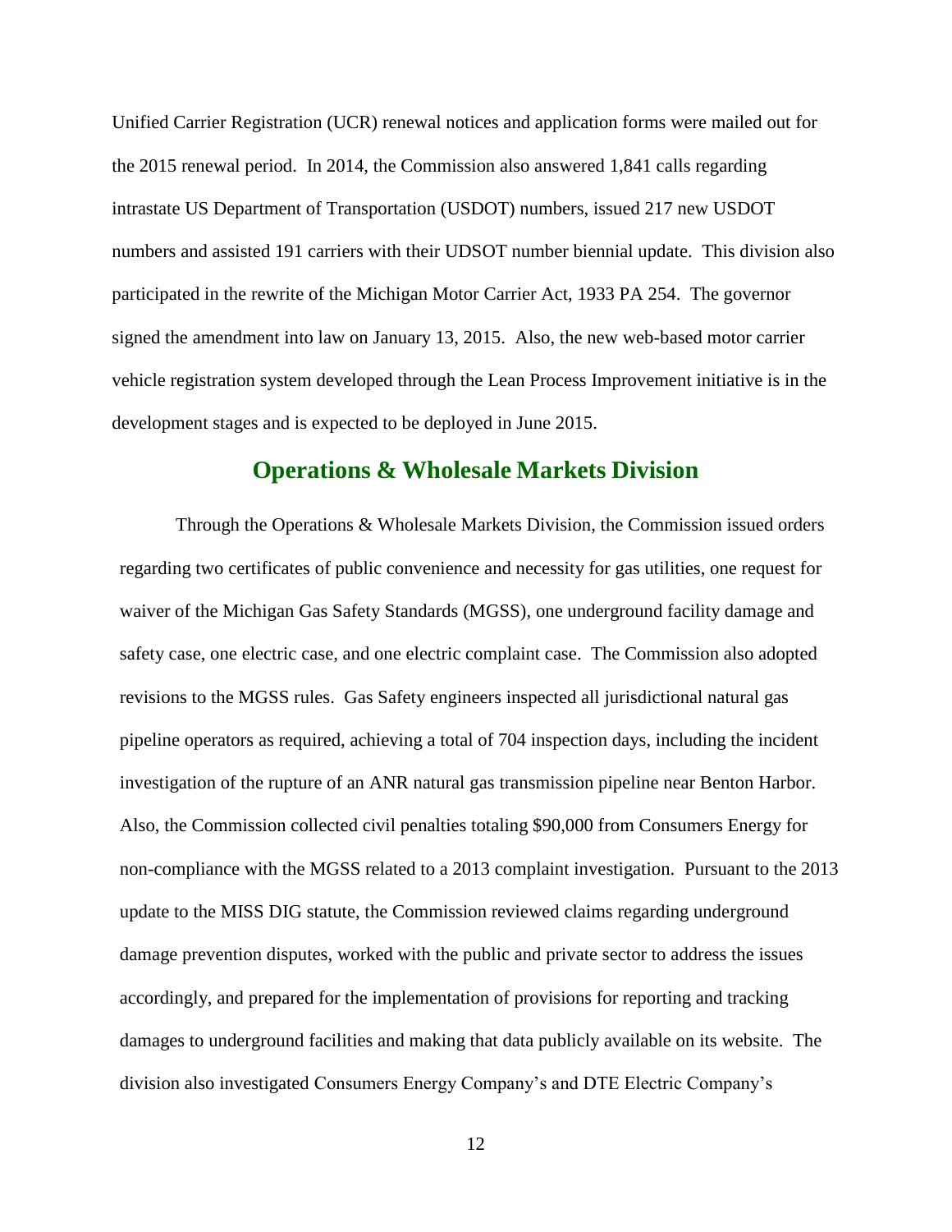Unified Carrier Registration (UCR) renewal notices and application forms were mailed out for the 2015 renewal period. In 2014, the Commission also answered 1,841 calls regarding intrastate US Department of Transportation (USDOT) numbers, issued 217 new USDOT numbers and assisted 191 carriers with their UDSOT number biennial update. This division also participated in the rewrite of the Michigan Motor Carrier Act, 1933 PA 254. The governor signed the amendment into law on January 13, 2015. Also, the new web-based motor carrier vehicle registration system developed through the Lean Process Improvement initiative is in the development stages and is expected to be deployed in June 2015.

## Operations & Wholesale Markets Division

Through the Operations & Wholesale Markets Division, the Commission issued orders regarding two certificates of public convenience and necessity for gas utilities, one request for waiver of the Michigan Gas Safety Standards (MGSS), one underground facility damage and safety case, one electric case, and one electric complaint case. The Commission also adopted revisions to the MGSS rules. Gas Safety engineers inspected all jurisdictional natural gas pipeline operators as required, achieving a total of 704 inspection days, including the incident investigation of the rupture of an ANR natural gas transmission pipeline near Benton Harbor. Also, the Commission collected civil penalties totaling $90,000 from Consumers Energy for non-compliance with the MGSS related to a 2013 complaint investigation. Pursuant to the 2013 update to the MISS DIG statute, the Commission reviewed claims regarding underground damage prevention disputes, worked with the public and private sector to address the issues accordingly, and prepared for the implementation of provisions for reporting and tracking damages to underground facilities and making that data publicly available on its website. The division also investigated Consumers Energy Company's and DTE Electric Company's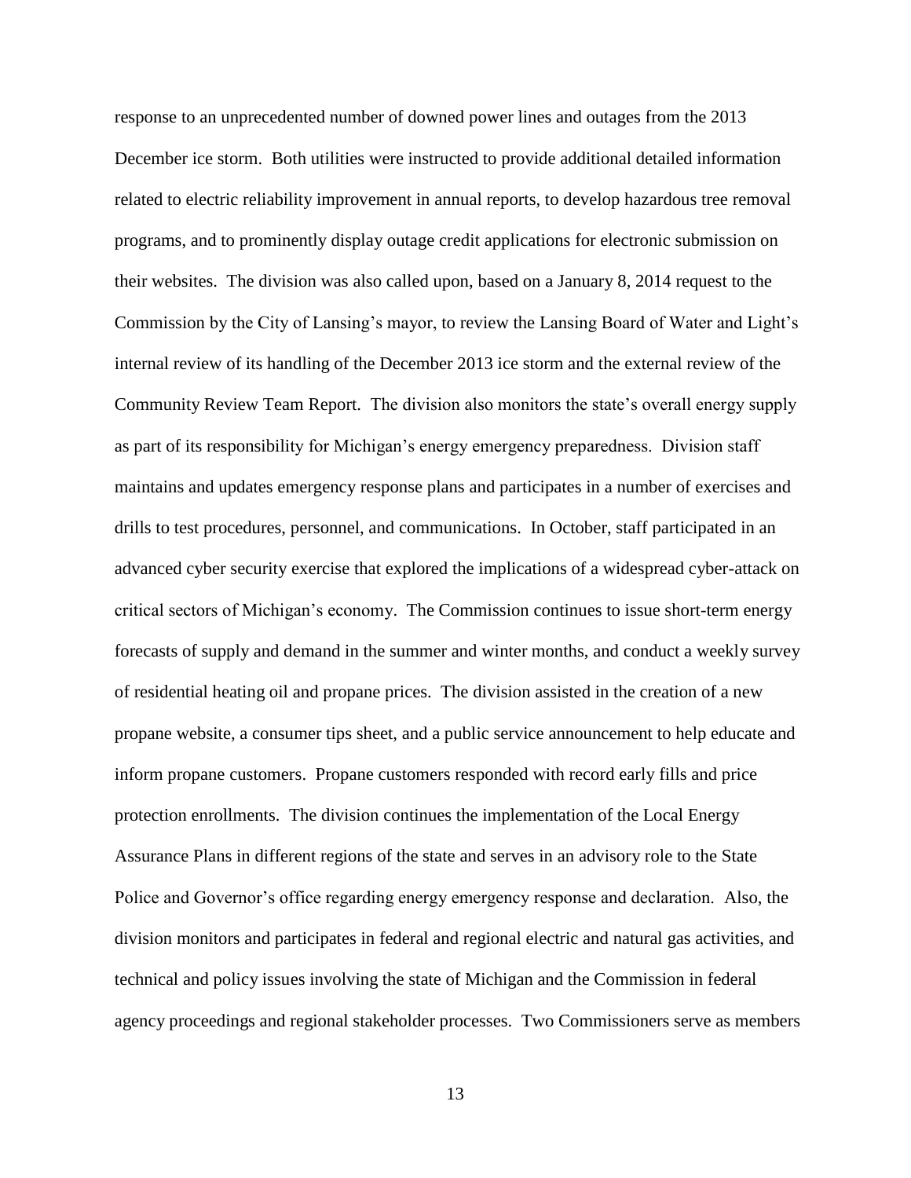response to an unprecedented number of downed power lines and outages from the 2013 December ice storm. Both utilities were instructed to provide additional detailed information related to electric reliability improvement in annual reports, to develop hazardous tree removal programs, and to prominently display outage credit applications for electronic submission on their websites. The division was also called upon, based on a January 8, 2014 request to the Commission by the City of Lansing's mayor, to review the Lansing Board of Water and Light's internal review of its handling of the December 2013 ice storm and the external review of the Community Review Team Report. The division also monitors the state's overall energy supply as part of its responsibility for Michigan's energy emergency preparedness. Division staff maintains and updates emergency response plans and participates in a number of exercises and drills to test procedures, personnel, and communications. In October, staff participated in an advanced cyber security exercise that explored the implications of a widespread cyber-attack on critical sectors of Michigan's economy. The Commission continues to issue short-term energy forecasts of supply and demand in the summer and winter months, and conduct a weekly survey of residential heating oil and propane prices. The division assisted in the creation of a new propane website, a consumer tips sheet, and a public service announcement to help educate and inform propane customers. Propane customers responded with record early fills and price protection enrollments. The division continues the implementation of the Local Energy Assurance Plans in different regions of the state and serves in an advisory role to the State Police and Governor's office regarding energy emergency response and declaration. Also, the division monitors and participates in federal and regional electric and natural gas activities, and technical and policy issues involving the state of Michigan and the Commission in federal agency proceedings and regional stakeholder processes. Two Commissioners serve as members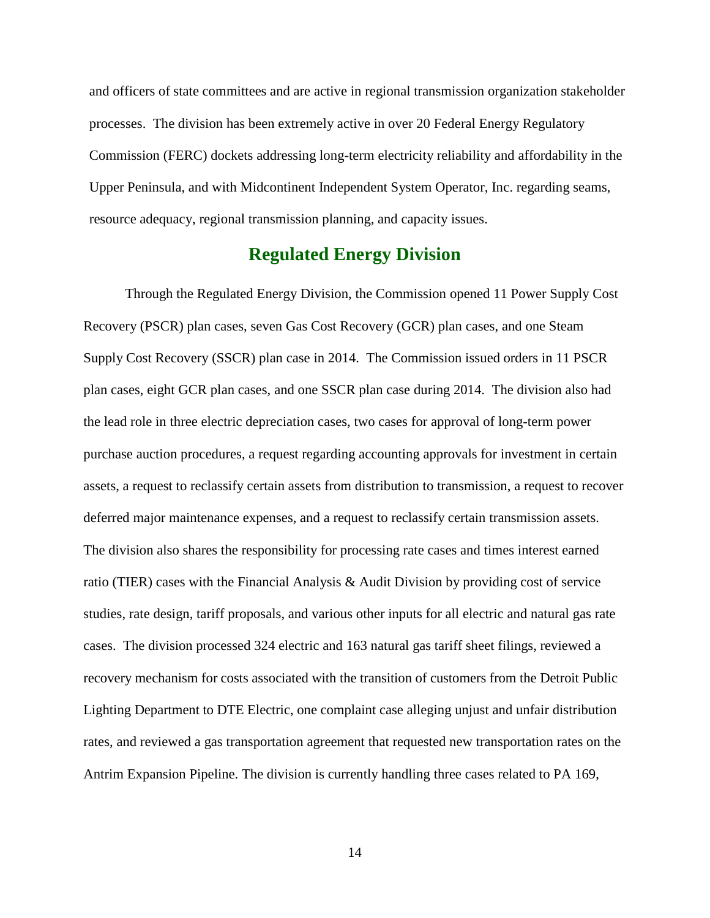and officers of state committees and are active in regional transmission organization stakeholder processes. The division has been extremely active in over 20 Federal Energy Regulatory Commission (FERC) dockets addressing long-term electricity reliability and affordability in the Upper Peninsula, and with Midcontinent Independent System Operator, Inc. regarding seams, resource adequacy, regional transmission planning, and capacity issues.

## Regulated Energy Division

Through the Regulated Energy Division, the Commission opened 11 Power Supply Cost Recovery (PSCR) plan cases, seven Gas Cost Recovery (GCR) plan cases, and one Steam Supply Cost Recovery (SSCR) plan case in 2014. The Commission issued orders in 11 PSCR plan cases, eight GCR plan cases, and one SSCR plan case during 2014. The division also had the lead role in three electric depreciation cases, two cases for approval of long-term power purchase auction procedures, a request regarding accounting approvals for investment in certain assets, a request to reclassify certain assets from distribution to transmission, a request to recover deferred major maintenance expenses, and a request to reclassify certain transmission assets. The division also shares the responsibility for processing rate cases and times interest earned ratio (TIER) cases with the Financial Analysis & Audit Division by providing cost of service studies, rate design, tariff proposals, and various other inputs for all electric and natural gas rate cases. The division processed 324 electric and 163 natural gas tariff sheet filings, reviewed a recovery mechanism for costs associated with the transition of customers from the Detroit Public Lighting Department to DTE Electric, one complaint case alleging unjust and unfair distribution rates, and reviewed a gas transportation agreement that requested new transportation rates on the Antrim Expansion Pipeline. The division is currently handling three cases related to PA 169,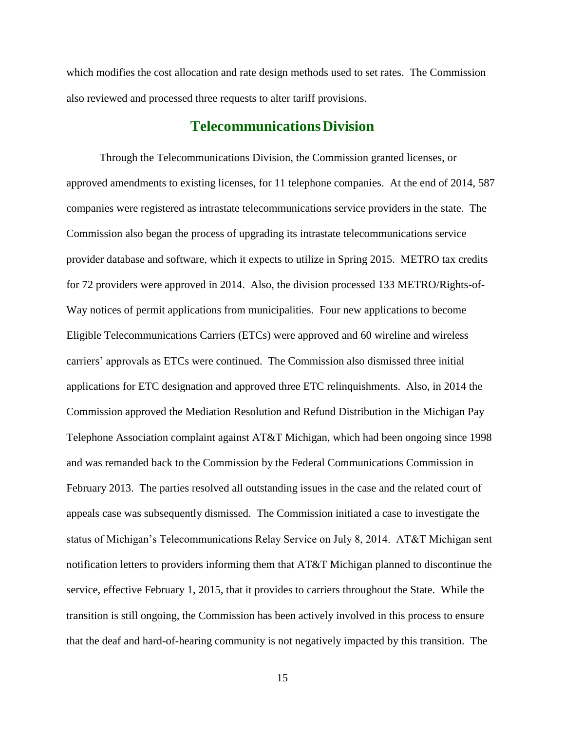which modifies the cost allocation and rate design methods used to set rates. The Commission also reviewed and processed three requests to alter tariff provisions.

## Telecommunications Division

Through the Telecommunications Division, the Commission granted licenses, or approved amendments to existing licenses, for 11 telephone companies. At the end of 2014, 587 companies were registered as intrastate telecommunications service providers in the state. The Commission also began the process of upgrading its intrastate telecommunications service provider database and software, which it expects to utilize in Spring 2015. METRO tax credits for 72 providers were approved in 2014. Also, the division processed 133 METRO/Rights-of-Way notices of permit applications from municipalities. Four new applications to become Eligible Telecommunications Carriers (ETCs) were approved and 60 wireline and wireless carriers' approvals as ETCs were continued. The Commission also dismissed three initial applications for ETC designation and approved three ETC relinquishments. Also, in 2014 the Commission approved the Mediation Resolution and Refund Distribution in the Michigan Pay Telephone Association complaint against AT&T Michigan, which had been ongoing since 1998 and was remanded back to the Commission by the Federal Communications Commission in February 2013. The parties resolved all outstanding issues in the case and the related court of appeals case was subsequently dismissed. The Commission initiated a case to investigate the status of Michigan's Telecommunications Relay Service on July 8, 2014. AT&T Michigan sent notification letters to providers informing them that AT&T Michigan planned to discontinue the service, effective February 1, 2015, that it provides to carriers throughout the State. While the transition is still ongoing, the Commission has been actively involved in this process to ensure that the deaf and hard-of-hearing community is not negatively impacted by this transition. The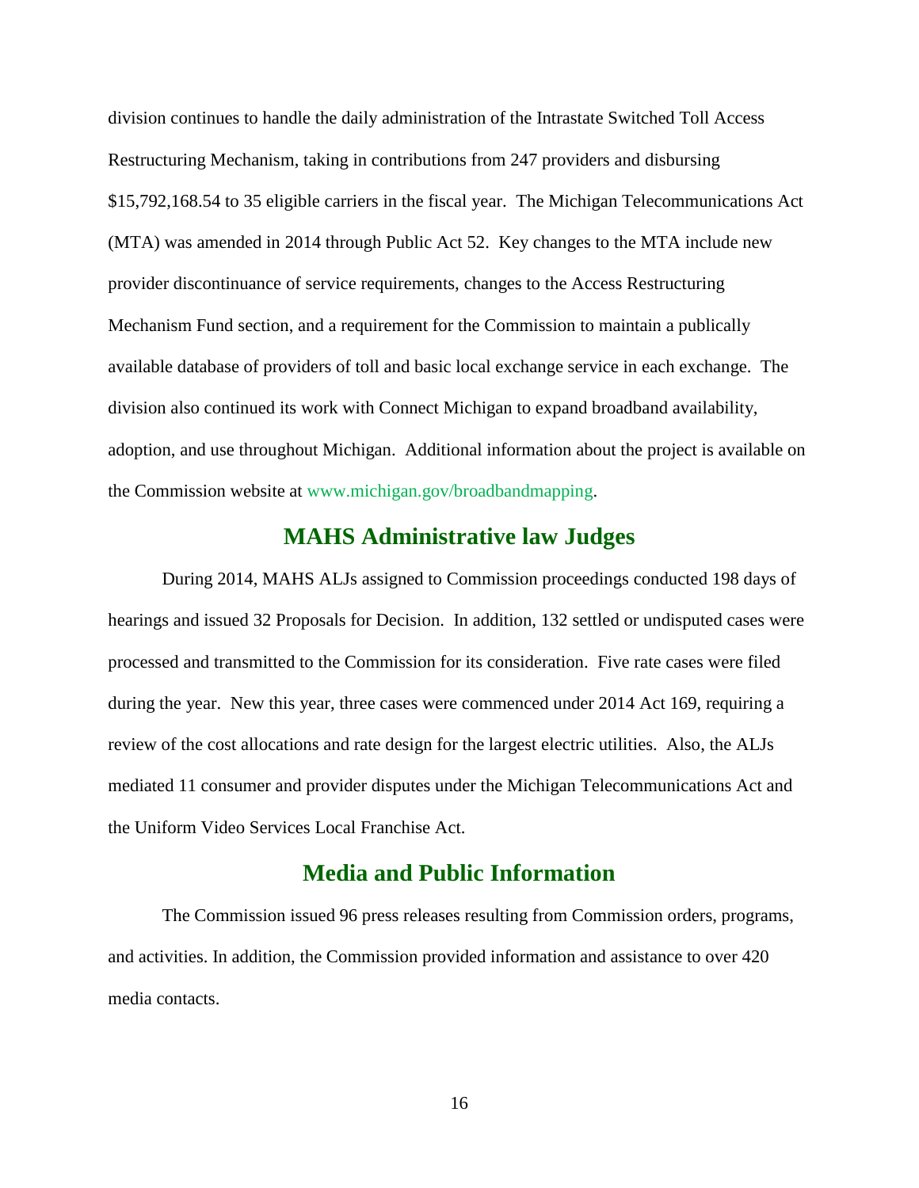division continues to handle the daily administration of the Intrastate Switched Toll Access Restructuring Mechanism, taking in contributions from 247 providers and disbursing $15,792,168.54 to 35 eligible carriers in the fiscal year. The Michigan Telecommunications Act (MTA) was amended in 2014 through Public Act 52. Key changes to the MTA include new provider discontinuance of service requirements, changes to the Access Restructuring Mechanism Fund section, and a requirement for the Commission to maintain a publically available database of providers of toll and basic local exchange service in each exchange. The division also continued its work with Connect Michigan to expand broadband availability, adoption, and use throughout Michigan. Additional information about the project is available on the Commission website at www.michigan.gov/broadbandmapping.

## MAHS Administrative law Judges

During 2014, MAHS ALJs assigned to Commission proceedings conducted 198 days of hearings and issued 32 Proposals for Decision. In addition, 132 settled or undisputed cases were processed and transmitted to the Commission for its consideration. Five rate cases were filed during the year. New this year, three cases were commenced under 2014 Act 169, requiring a review of the cost allocations and rate design for the largest electric utilities. Also, the ALJs mediated 11 consumer and provider disputes under the Michigan Telecommunications Act and the Uniform Video Services Local Franchise Act.

## Media and Public Information

The Commission issued 96 press releases resulting from Commission orders, programs, and activities. In addition, the Commission provided information and assistance to over 420 media contacts.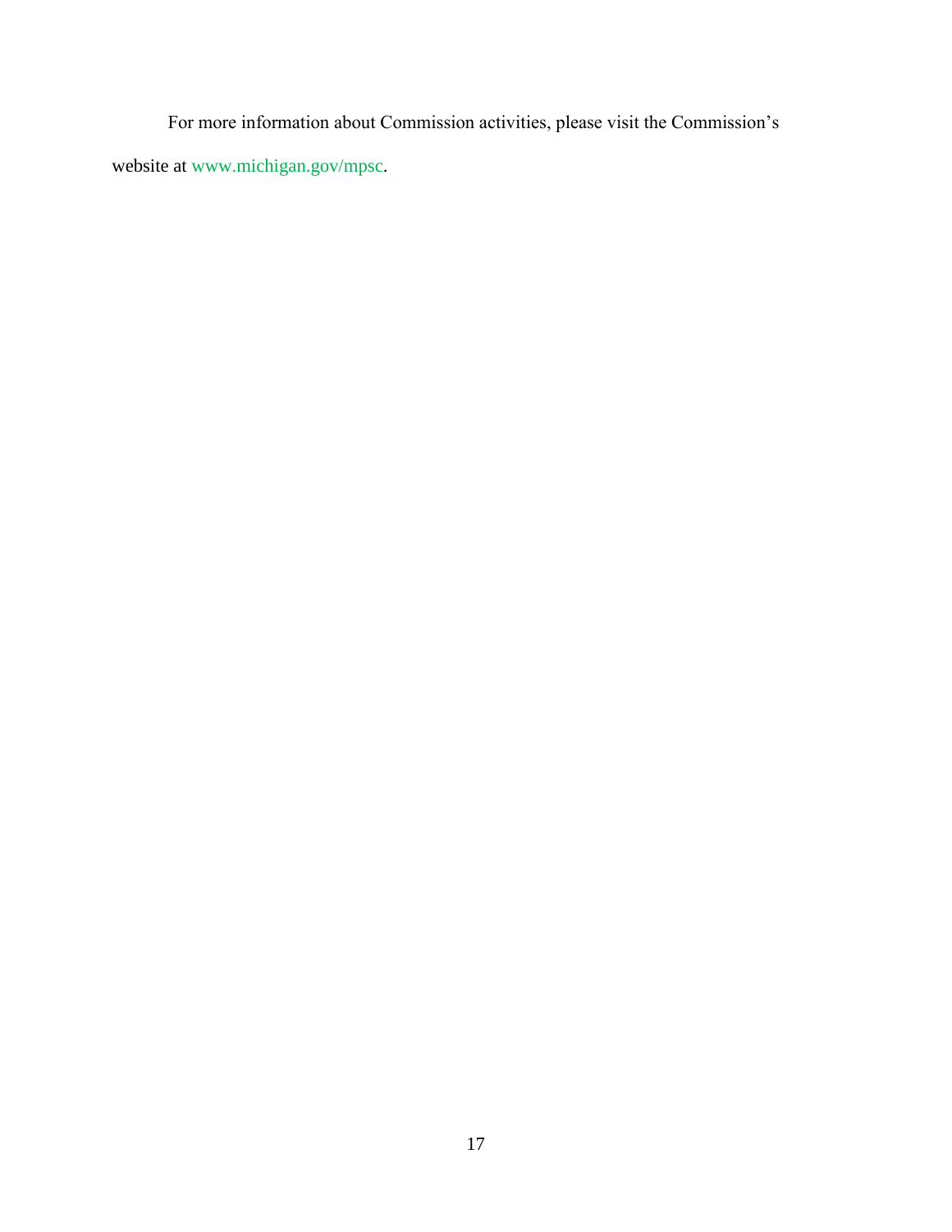For more information about Commission activities, please visit the Commission's website at www.michigan.gov/mpsc.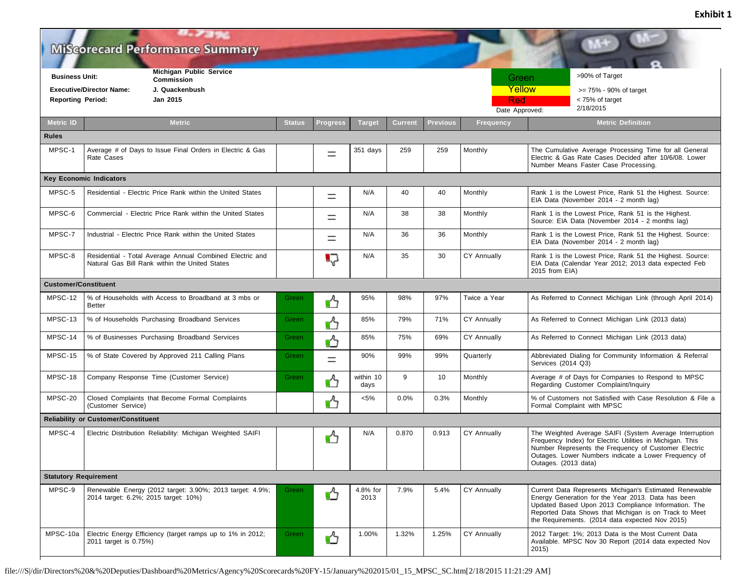**Exhibit 1**

# MiScorecard Performance Summary

**Business Unit:** Michigan Public Service Commission

**Executive/Director Name:** J. Quackenbush

**Reporting Period:** Jan 2015

| Status | Definition |
|---|---|
| Green | >90% of Target |
| Yellow | >= 75% - 90% of target |
| Red | < 75% of target |

Date Approved: 2/18/2015

| Metric ID | Metric | Status | Progress | Target | Current | Previous | Frequency | Metric Definition |
|---|---|---|---|---|---|---|---|---|
| **Rules** | | | | | | | | |
| MPSC-1 | Average # of Days to Issue Final Orders in Electric & Gas Rate Cases | | = | 351 days | 259 | 259 | Monthly | The Cumulative Average Processing Time for all General Electric & Gas Rate Cases Decided after 10/6/08. Lower Number Means Faster Case Processing. |
| **Key Economic Indicators** | | | | | | | | |
| MPSC-5 | Residential - Electric Price Rank within the United States | | = | N/A | 40 | 40 | Monthly | Rank 1 is the Lowest Price, Rank 51 the Highest. Source: EIA Data (November 2014 - 2 month lag) |
| MPSC-6 | Commercial - Electric Price Rank within the United States | | = | N/A | 38 | 38 | Monthly | Rank 1 is the Lowest Price, Rank 51 is the Highest. Source: EIA Data (November 2014 - 2 months lag) |
| MPSC-7 | Industrial - Electric Price Rank within the United States | | = | N/A | 36 | 36 | Monthly | Rank 1 is the Lowest Price, Rank 51 the Highest. Source: EIA Data (November 2014 - 2 month lag) |
| MPSC-8 | Residential - Total Average Annual Combined Electric and Natural Gas Bill Rank within the United States | | Thumbs down | N/A | 35 | 30 | CY Annually | Rank 1 is the Lowest Price, Rank 51 the Highest. Source: EIA Data (Calendar Year 2012; 2013 data expected Feb 2015 from EIA) |
| **Customer/Constituent** | | | | | | | | |
| MPSC-12 | % of Households with Access to Broadband at 3 mbs or Better | Green | Thumbs up | 95% | 98% | 97% | Twice a Year | As Referred to Connect Michigan Link (through April 2014) |
| MPSC-13 | % of Households Purchasing Broadband Services | Green | Thumbs up | 85% | 79% | 71% | CY Annually | As Referred to Connect Michigan Link (2013 data) |
| MPSC-14 | % of Businesses Purchasing Broadband Services | Green | Thumbs up | 85% | 75% | 69% | CY Annually | As Referred to Connect Michigan Link (2013 data) |
| MPSC-15 | % of State Covered by Approved 211 Calling Plans | Green | = | 90% | 99% | 99% | Quarterly | Abbreviated Dialing for Community Information & Referral Services (2014 Q3) |
| MPSC-18 | Company Response Time (Customer Service) | Green | Thumbs up | within 10 days | 9 | 10 | Monthly | Average # of Days for Companies to Respond to MPSC Regarding Customer Complaint/Inquiry |
| MPSC-20 | Closed Complaints that Become Formal Complaints (Customer Service) | | Thumbs up | <5% | 0.0% | 0.3% | Monthly | % of Customers not Satisfied with Case Resolution & File a Formal Complaint with MPSC |
| **Reliability or Customer/Constituent** | | | | | | | | |
| MPSC-4 | Electric Distribution Reliability: Michigan Weighted SAIFI | | Thumbs up | N/A | 0.870 | 0.913 | CY Annually | The Weighted Average SAIFI (System Average Interruption Frequency Index) for Electric Utilities in Michigan. This Number Represents the Frequency of Customer Electric Outages. Lower Numbers indicate a Lower Frequency of Outages. (2013 data) |
| **Statutory Requirement** | | | | | | | | |
| MPSC-9 | Renewable Energy (2012 target: 3.90%; 2013 target: 4.9%; 2014 target: 6.2%; 2015 target: 10%) | Green | Thumbs up | 4.8% for 2013 | 7.9% | 5.4% | CY Annually | Current Data Represents Michigan's Estimated Renewable Energy Generation for the Year 2013. Data has been Updated Based Upon 2013 Compliance Information. The Reported Data Shows that Michigan is on Track to Meet the Requirements. (2014 data expected Nov 2015) |
| MPSC-10a | Electric Energy Efficiency (target ramps up to 1% in 2012; 2011 target is 0.75%) | Green | Thumbs up | 1.00% | 1.32% | 1.25% | CY Annually | 2012 Target: 1%; 2013 Data is the Most Current Data Available. MPSC Nov 30 Report (2014 data expected Nov 2015) |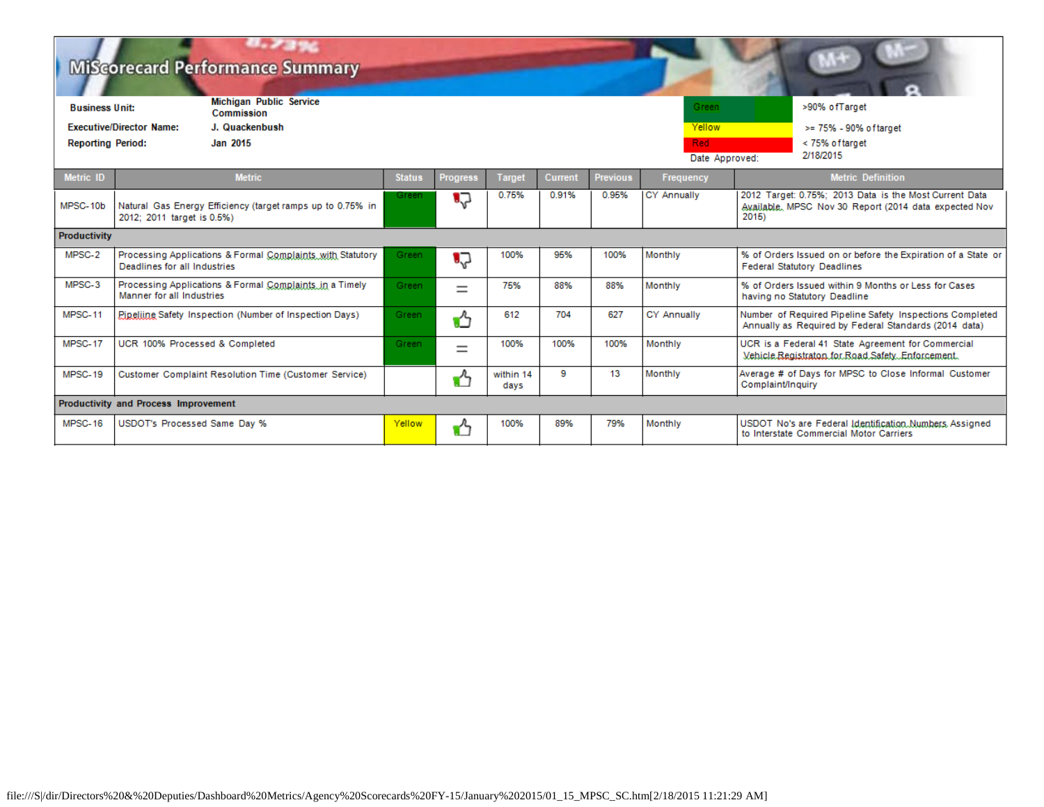# MiScorecard Performance Summary

**Business Unit:** Michigan Public Service Commission

**Executive/Director Name:** J. Quackenbush

**Reporting Period:** Jan 2015

| | |
|---|---|
| Green | >90% of Target |
| Yellow | >= 75% - 90% of target |
| Red | < 75% of target |
| Date Approved: | 2/18/2015 |

| Metric ID | Metric | Status | Progress | Target | Current | Previous | Frequency | Metric Definition |
|---|---|---|---|---|---|---|---|---|
| MPSC-10b | Natural Gas Energy Efficiency (target ramps up to 0.75% in 2012; 2011 target is 0.5%) | Green | Thumbs down | 0.75% | 0.91% | 0.95% | CY Annually | 2012 Target: 0.75%; 2013 Data is the Most Current Data Available. MPSC Nov 30 Report (2014 data expected Nov 2015) |
| **Productivity** | | | | | | | | |
| MPSC-2 | Processing Applications & Formal Complaints with Statutory Deadlines for all Industries | Green | Thumbs down | 100% | 95% | 100% | Monthly | % of Orders Issued on or before the Expiration of a State or Federal Statutory Deadlines |
| MPSC-3 | Processing Applications & Formal Complaints in a Timely Manner for all Industries | Green | = | 75% | 88% | 88% | Monthly | % of Orders Issued within 9 Months or Less for Cases having no Statutory Deadline |
| MPSC-11 | Pipeline Safety Inspection (Number of Inspection Days) | Green | Thumbs up | 612 | 704 | 627 | CY Annually | Number of Required Pipeline Safety Inspections Completed Annually as Required by Federal Standards (2014 data) |
| MPSC-17 | UCR 100% Processed & Completed | Green | = | 100% | 100% | 100% | Monthly | UCR is a Federal 41 State Agreement for Commercial Vehicle Registraton for Road Safety Enforcement. |
| MPSC-19 | Customer Complaint Resolution Time (Customer Service) | | Thumbs up | within 14 days | 9 | 13 | Monthly | Average # of Days for MPSC to Close Informal Customer Complaint/Inquiry |
| **Productivity and Process Improvement** | | | | | | | | |
| MPSC-16 | USDOT's Processed Same Day % | Yellow | Thumbs up | 100% | 89% | 79% | Monthly | USDOT No's are Federal Identification Numbers Assigned to Interstate Commercial Motor Carriers |